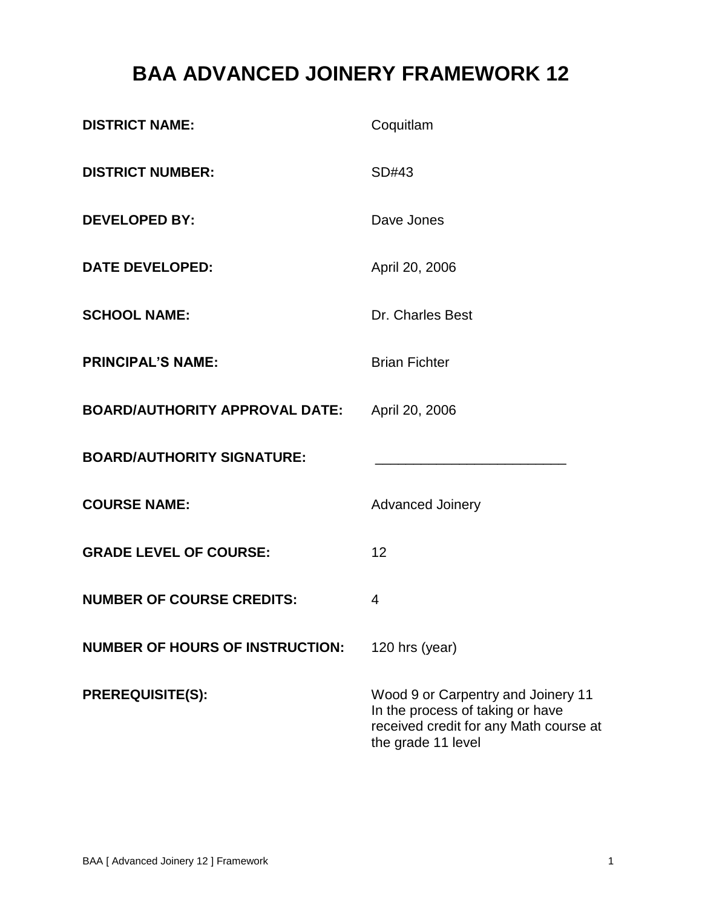# BAA ADVANCED JOINERY FRAMEWORK 12

| | |
|---|---|
| **DISTRICT NAME:** | Coquitlam |
| **DISTRICT NUMBER:** | SD#43 |
| **DEVELOPED BY:** | Dave Jones |
| **DATE DEVELOPED:** | April 20, 2006 |
| **SCHOOL NAME:** | Dr. Charles Best |
| **PRINCIPAL'S NAME:** | Brian Fichter |
| **BOARD/AUTHORITY APPROVAL DATE:** | April 20, 2006 |
| **BOARD/AUTHORITY SIGNATURE:** | _________________________ |
| **COURSE NAME:** | Advanced Joinery |
| **GRADE LEVEL OF COURSE:** | 12 |
| **NUMBER OF COURSE CREDITS:** | 4 |
| **NUMBER OF HOURS OF INSTRUCTION:** | 120 hrs (year) |
| **PREREQUISITE(S):** | Wood 9 or Carpentry and Joinery 11<br>In the process of taking or have received credit for any Math course at the grade 11 level |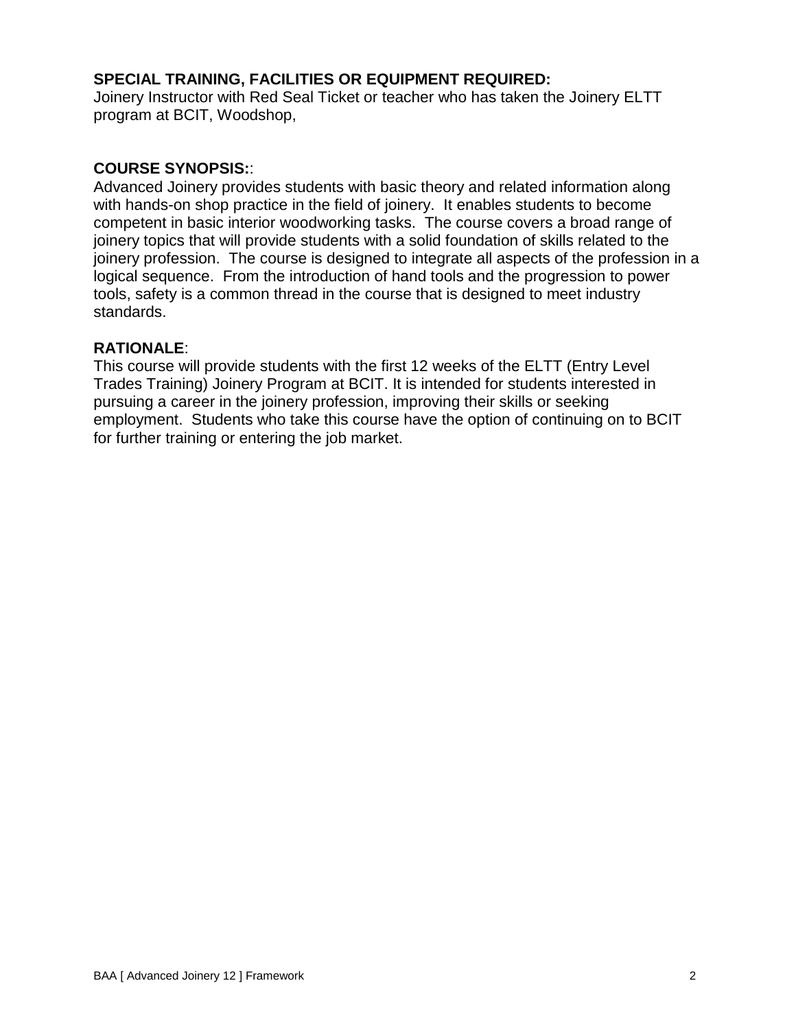**SPECIAL TRAINING, FACILITIES OR EQUIPMENT REQUIRED:**
Joinery Instructor with Red Seal Ticket or teacher who has taken the Joinery ELTT program at BCIT, Woodshop,

**COURSE SYNOPSIS:**:
Advanced Joinery provides students with basic theory and related information along with hands-on shop practice in the field of joinery. It enables students to become competent in basic interior woodworking tasks. The course covers a broad range of joinery topics that will provide students with a solid foundation of skills related to the joinery profession. The course is designed to integrate all aspects of the profession in a logical sequence. From the introduction of hand tools and the progression to power tools, safety is a common thread in the course that is designed to meet industry standards.

**RATIONALE**:
This course will provide students with the first 12 weeks of the ELTT (Entry Level Trades Training) Joinery Program at BCIT. It is intended for students interested in pursuing a career in the joinery profession, improving their skills or seeking employment. Students who take this course have the option of continuing on to BCIT for further training or entering the job market.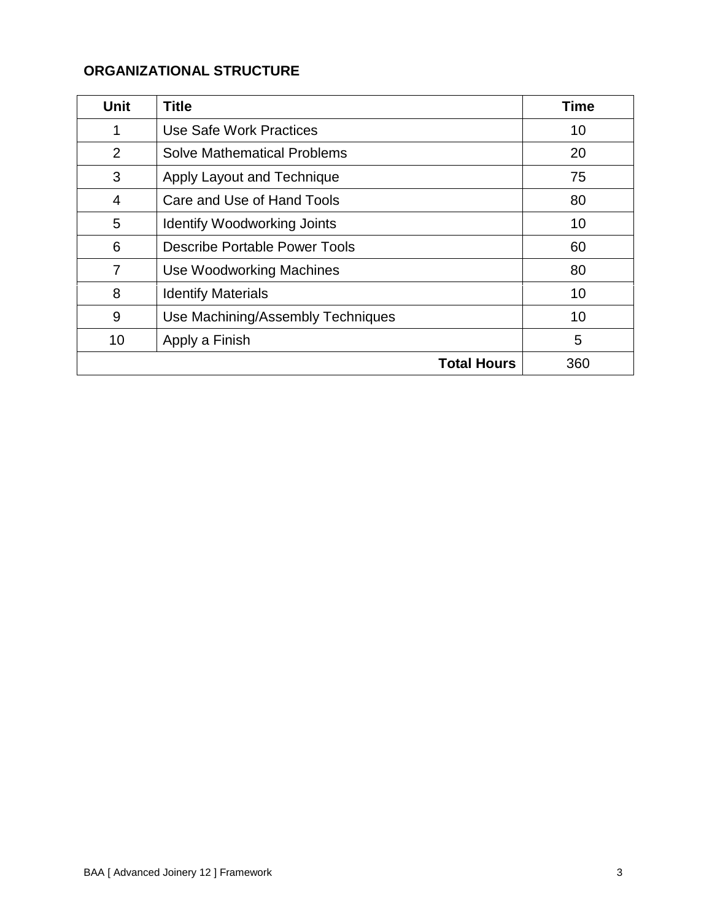## ORGANIZATIONAL STRUCTURE

| Unit | Title | Time |
|---|---|---|
| 1 | Use Safe Work Practices | 10 |
| 2 | Solve Mathematical Problems | 20 |
| 3 | Apply Layout and Technique | 75 |
| 4 | Care and Use of Hand Tools | 80 |
| 5 | Identify Woodworking Joints | 10 |
| 6 | Describe Portable Power Tools | 60 |
| 7 | Use Woodworking Machines | 80 |
| 8 | Identify Materials | 10 |
| 9 | Use Machining/Assembly Techniques | 10 |
| 10 | Apply a Finish | 5 |
| | **Total Hours** | 360 |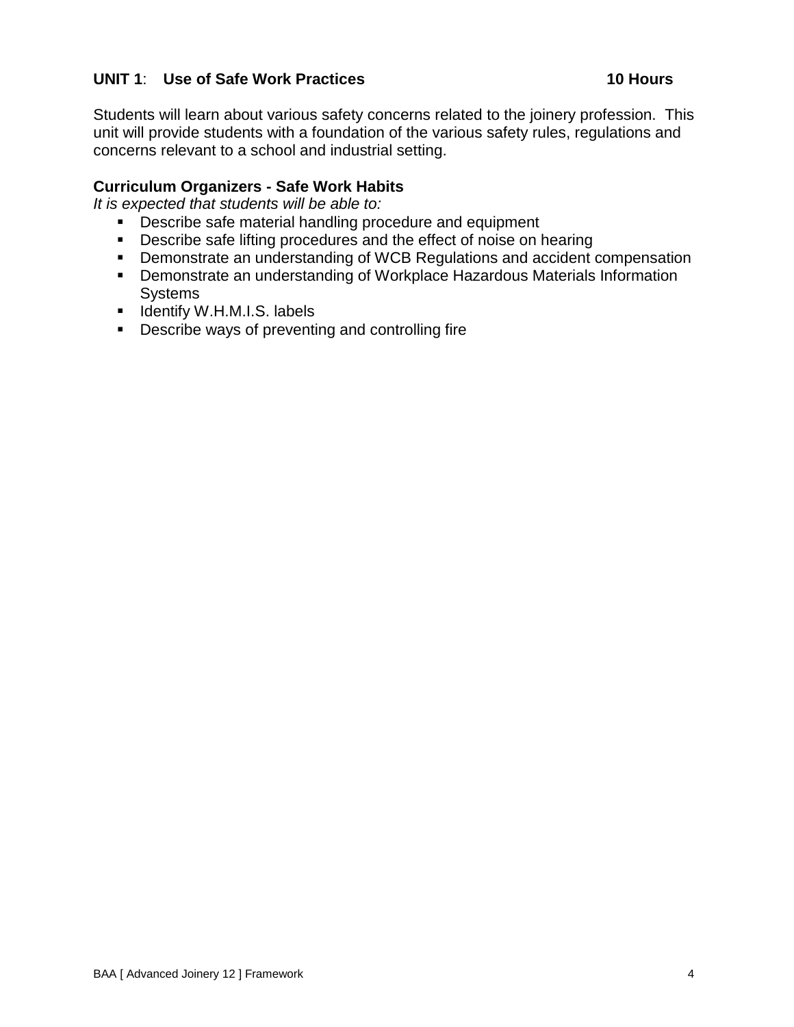## **UNIT 1**: Use of Safe Work Practices — 10 Hours

Students will learn about various safety concerns related to the joinery profession. This unit will provide students with a foundation of the various safety rules, regulations and concerns relevant to a school and industrial setting.

**Curriculum Organizers - Safe Work Habits**

*It is expected that students will be able to:*

- Describe safe material handling procedure and equipment
- Describe safe lifting procedures and the effect of noise on hearing
- Demonstrate an understanding of WCB Regulations and accident compensation
- Demonstrate an understanding of Workplace Hazardous Materials Information Systems
- Identify W.H.M.I.S. labels
- Describe ways of preventing and controlling fire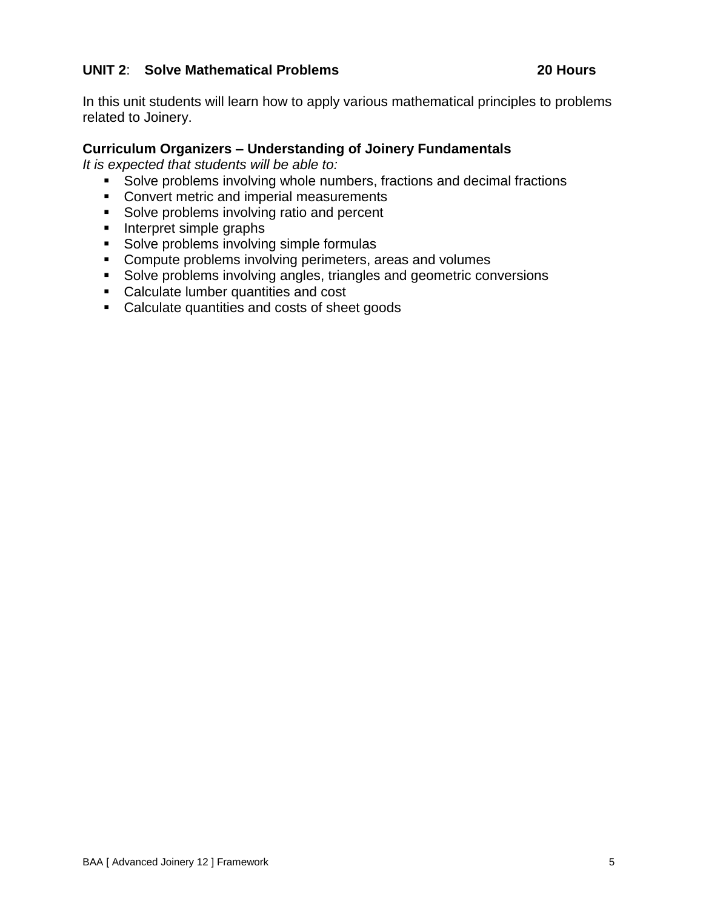**UNIT 2**: **Solve Mathematical Problems** **20 Hours**

In this unit students will learn how to apply various mathematical principles to problems related to Joinery.

**Curriculum Organizers – Understanding of Joinery Fundamentals**

*It is expected that students will be able to:*

- Solve problems involving whole numbers, fractions and decimal fractions
- Convert metric and imperial measurements
- Solve problems involving ratio and percent
- Interpret simple graphs
- Solve problems involving simple formulas
- Compute problems involving perimeters, areas and volumes
- Solve problems involving angles, triangles and geometric conversions
- Calculate lumber quantities and cost
- Calculate quantities and costs of sheet goods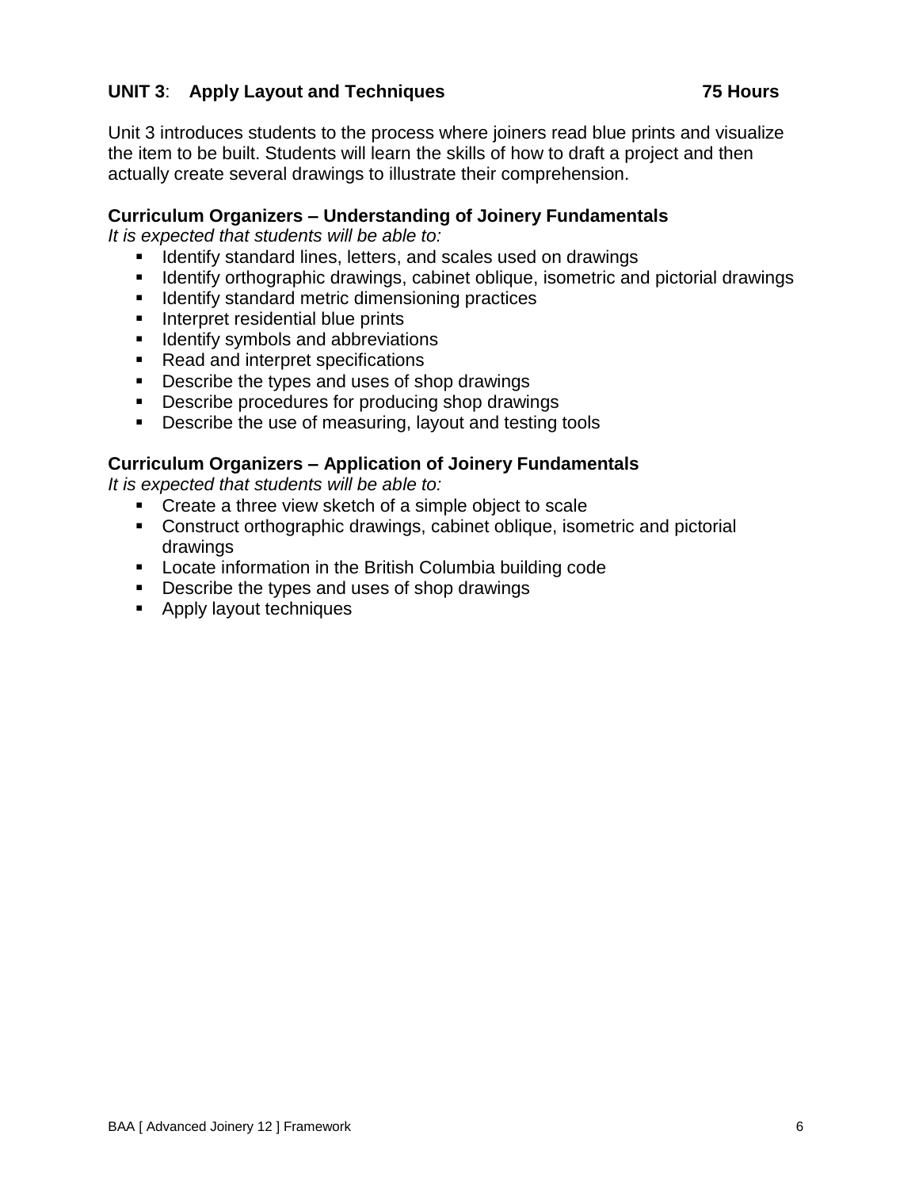## UNIT 3: Apply Layout and Techniques — 75 Hours

Unit 3 introduces students to the process where joiners read blue prints and visualize the item to be built. Students will learn the skills of how to draft a project and then actually create several drawings to illustrate their comprehension.

### Curriculum Organizers – Understanding of Joinery Fundamentals

*It is expected that students will be able to:*

- Identify standard lines, letters, and scales used on drawings
- Identify orthographic drawings, cabinet oblique, isometric and pictorial drawings
- Identify standard metric dimensioning practices
- Interpret residential blue prints
- Identify symbols and abbreviations
- Read and interpret specifications
- Describe the types and uses of shop drawings
- Describe procedures for producing shop drawings
- Describe the use of measuring, layout and testing tools

### Curriculum Organizers – Application of Joinery Fundamentals

*It is expected that students will be able to:*

- Create a three view sketch of a simple object to scale
- Construct orthographic drawings, cabinet oblique, isometric and pictorial drawings
- Locate information in the British Columbia building code
- Describe the types and uses of shop drawings
- Apply layout techniques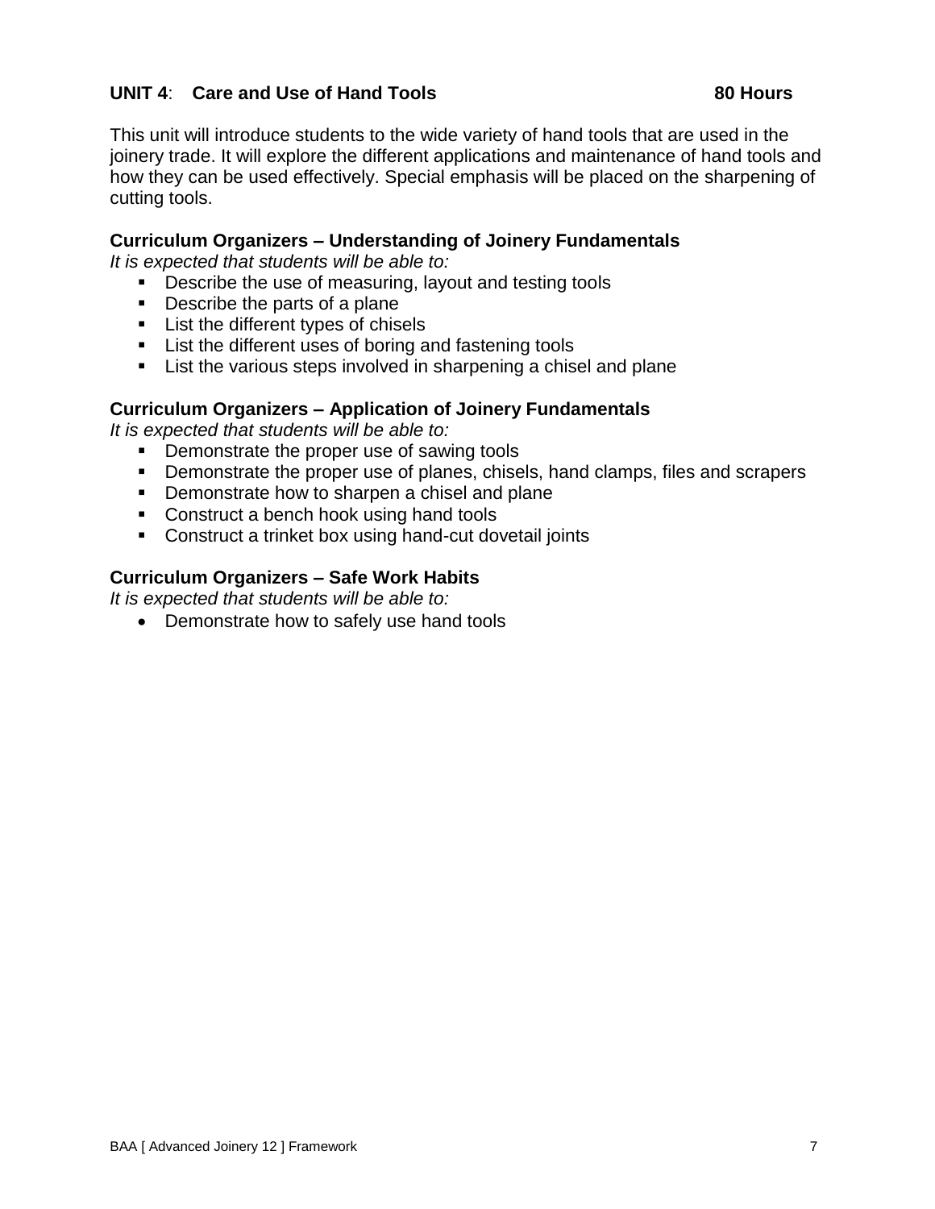## UNIT 4: Care and Use of Hand Tools — 80 Hours

This unit will introduce students to the wide variety of hand tools that are used in the joinery trade. It will explore the different applications and maintenance of hand tools and how they can be used effectively. Special emphasis will be placed on the sharpening of cutting tools.

### Curriculum Organizers – Understanding of Joinery Fundamentals

*It is expected that students will be able to:*

- Describe the use of measuring, layout and testing tools
- Describe the parts of a plane
- List the different types of chisels
- List the different uses of boring and fastening tools
- List the various steps involved in sharpening a chisel and plane

### Curriculum Organizers – Application of Joinery Fundamentals

*It is expected that students will be able to:*

- Demonstrate the proper use of sawing tools
- Demonstrate the proper use of planes, chisels, hand clamps, files and scrapers
- Demonstrate how to sharpen a chisel and plane
- Construct a bench hook using hand tools
- Construct a trinket box using hand-cut dovetail joints

### Curriculum Organizers – Safe Work Habits

*It is expected that students will be able to:*

- Demonstrate how to safely use hand tools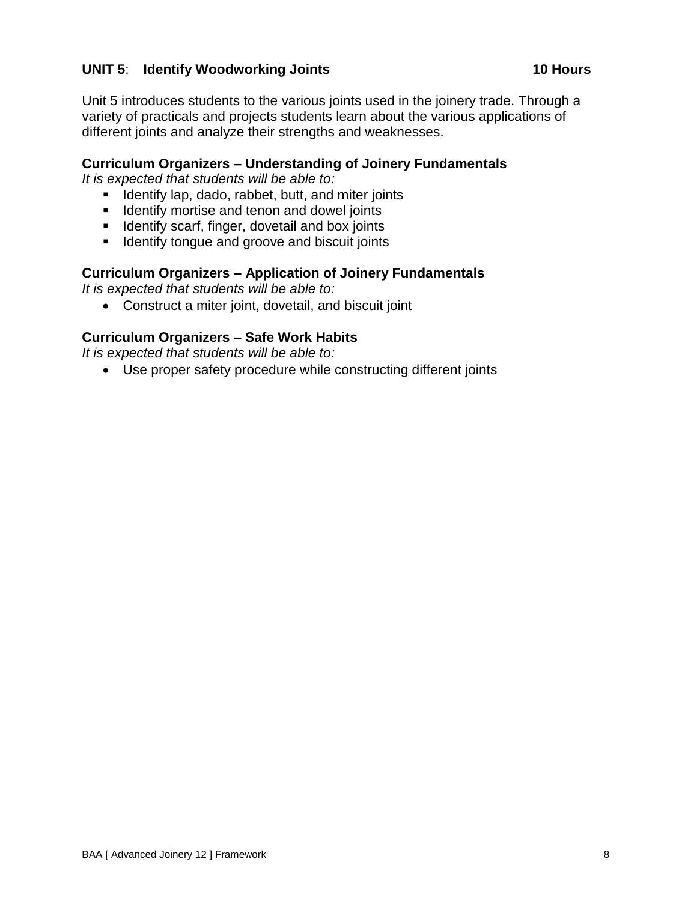## UNIT 5: Identify Woodworking Joints 10 Hours

Unit 5 introduces students to the various joints used in the joinery trade. Through a variety of practicals and projects students learn about the various applications of different joints and analyze their strengths and weaknesses.

### Curriculum Organizers – Understanding of Joinery Fundamentals

*It is expected that students will be able to:*

- Identify lap, dado, rabbet, butt, and miter joints
- Identify mortise and tenon and dowel joints
- Identify scarf, finger, dovetail and box joints
- Identify tongue and groove and biscuit joints

### Curriculum Organizers – Application of Joinery Fundamentals

*It is expected that students will be able to:*

- Construct a miter joint, dovetail, and biscuit joint

### Curriculum Organizers – Safe Work Habits

*It is expected that students will be able to:*

- Use proper safety procedure while constructing different joints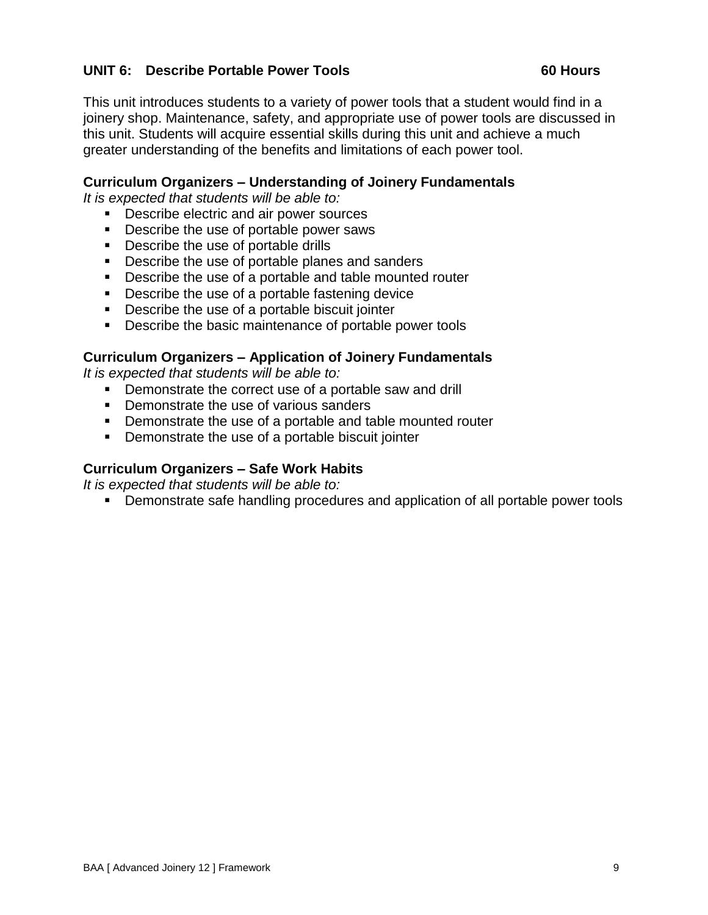## UNIT 6: Describe Portable Power Tools — 60 Hours

This unit introduces students to a variety of power tools that a student would find in a joinery shop. Maintenance, safety, and appropriate use of power tools are discussed in this unit. Students will acquire essential skills during this unit and achieve a much greater understanding of the benefits and limitations of each power tool.

### Curriculum Organizers – Understanding of Joinery Fundamentals

*It is expected that students will be able to:*

- Describe electric and air power sources
- Describe the use of portable power saws
- Describe the use of portable drills
- Describe the use of portable planes and sanders
- Describe the use of a portable and table mounted router
- Describe the use of a portable fastening device
- Describe the use of a portable biscuit jointer
- Describe the basic maintenance of portable power tools

### Curriculum Organizers – Application of Joinery Fundamentals

*It is expected that students will be able to:*

- Demonstrate the correct use of a portable saw and drill
- Demonstrate the use of various sanders
- Demonstrate the use of a portable and table mounted router
- Demonstrate the use of a portable biscuit jointer

### Curriculum Organizers – Safe Work Habits

*It is expected that students will be able to:*

- Demonstrate safe handling procedures and application of all portable power tools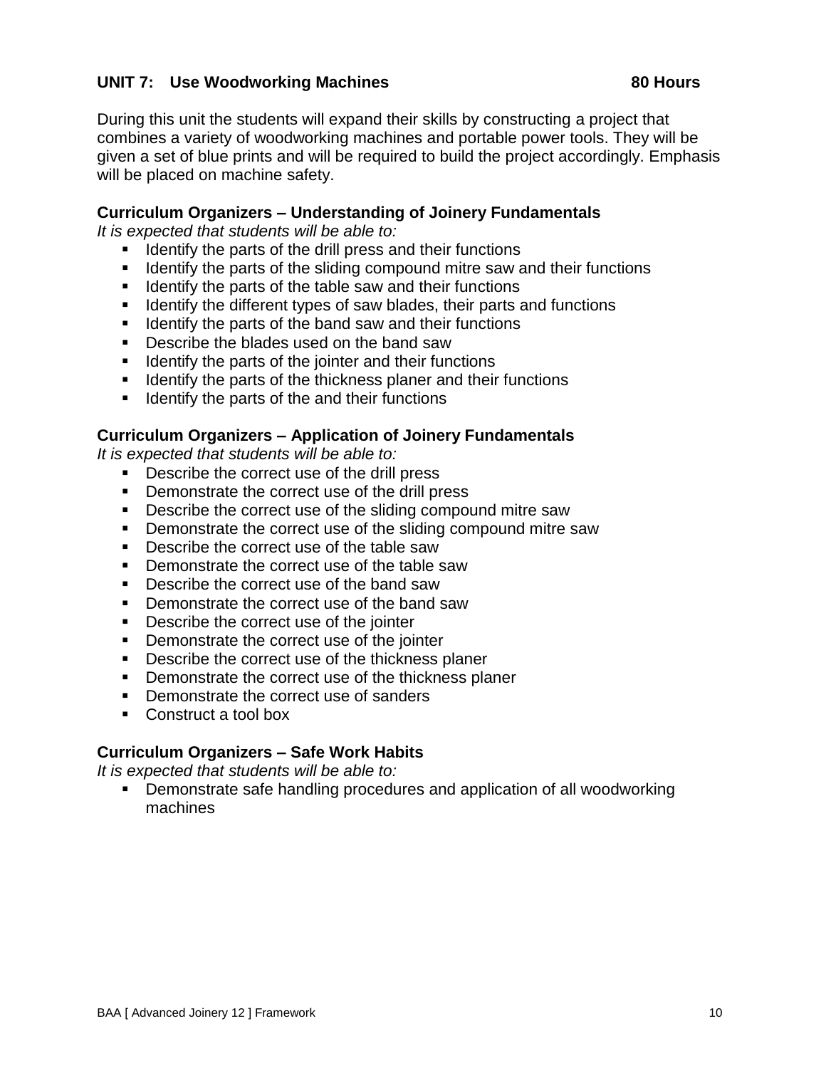## UNIT 7: Use Woodworking Machines 80 Hours

During this unit the students will expand their skills by constructing a project that combines a variety of woodworking machines and portable power tools. They will be given a set of blue prints and will be required to build the project accordingly. Emphasis will be placed on machine safety.

### Curriculum Organizers – Understanding of Joinery Fundamentals

*It is expected that students will be able to:*

- Identify the parts of the drill press and their functions
- Identify the parts of the sliding compound mitre saw and their functions
- Identify the parts of the table saw and their functions
- Identify the different types of saw blades, their parts and functions
- Identify the parts of the band saw and their functions
- Describe the blades used on the band saw
- Identify the parts of the jointer and their functions
- Identify the parts of the thickness planer and their functions
- Identify the parts of the and their functions

### Curriculum Organizers – Application of Joinery Fundamentals

*It is expected that students will be able to:*

- Describe the correct use of the drill press
- Demonstrate the correct use of the drill press
- Describe the correct use of the sliding compound mitre saw
- Demonstrate the correct use of the sliding compound mitre saw
- Describe the correct use of the table saw
- Demonstrate the correct use of the table saw
- Describe the correct use of the band saw
- Demonstrate the correct use of the band saw
- Describe the correct use of the jointer
- Demonstrate the correct use of the jointer
- Describe the correct use of the thickness planer
- Demonstrate the correct use of the thickness planer
- Demonstrate the correct use of sanders
- Construct a tool box

### Curriculum Organizers – Safe Work Habits

*It is expected that students will be able to:*

- Demonstrate safe handling procedures and application of all woodworking machines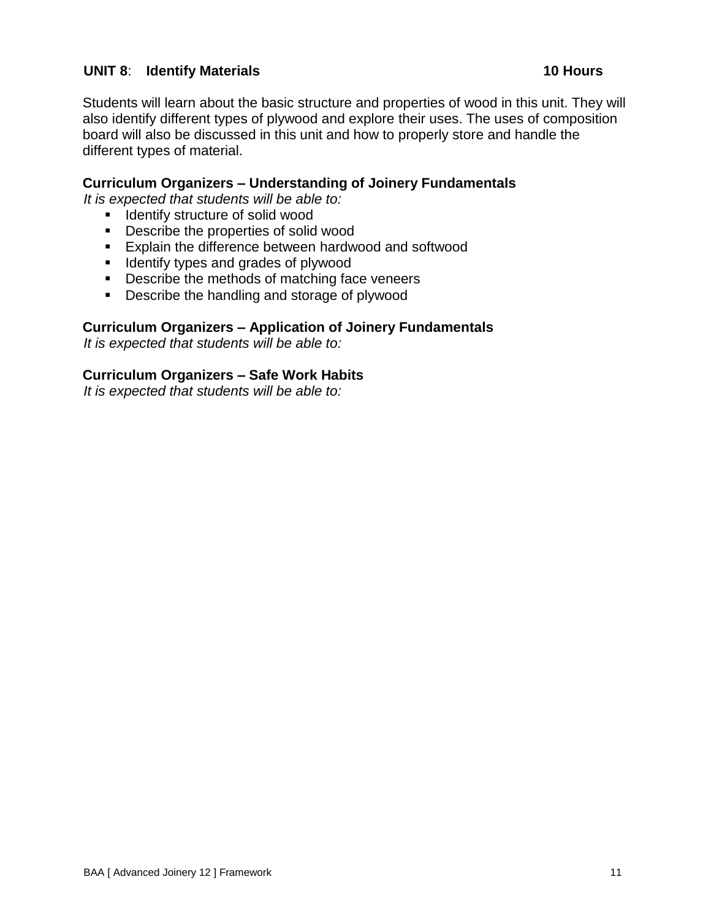## UNIT 8: Identify Materials 10 Hours

Students will learn about the basic structure and properties of wood in this unit. They will also identify different types of plywood and explore their uses. The uses of composition board will also be discussed in this unit and how to properly store and handle the different types of material.

### Curriculum Organizers – Understanding of Joinery Fundamentals

*It is expected that students will be able to:*

- Identify structure of solid wood
- Describe the properties of solid wood
- Explain the difference between hardwood and softwood
- Identify types and grades of plywood
- Describe the methods of matching face veneers
- Describe the handling and storage of plywood

### Curriculum Organizers – Application of Joinery Fundamentals

*It is expected that students will be able to:*

### Curriculum Organizers – Safe Work Habits

*It is expected that students will be able to:*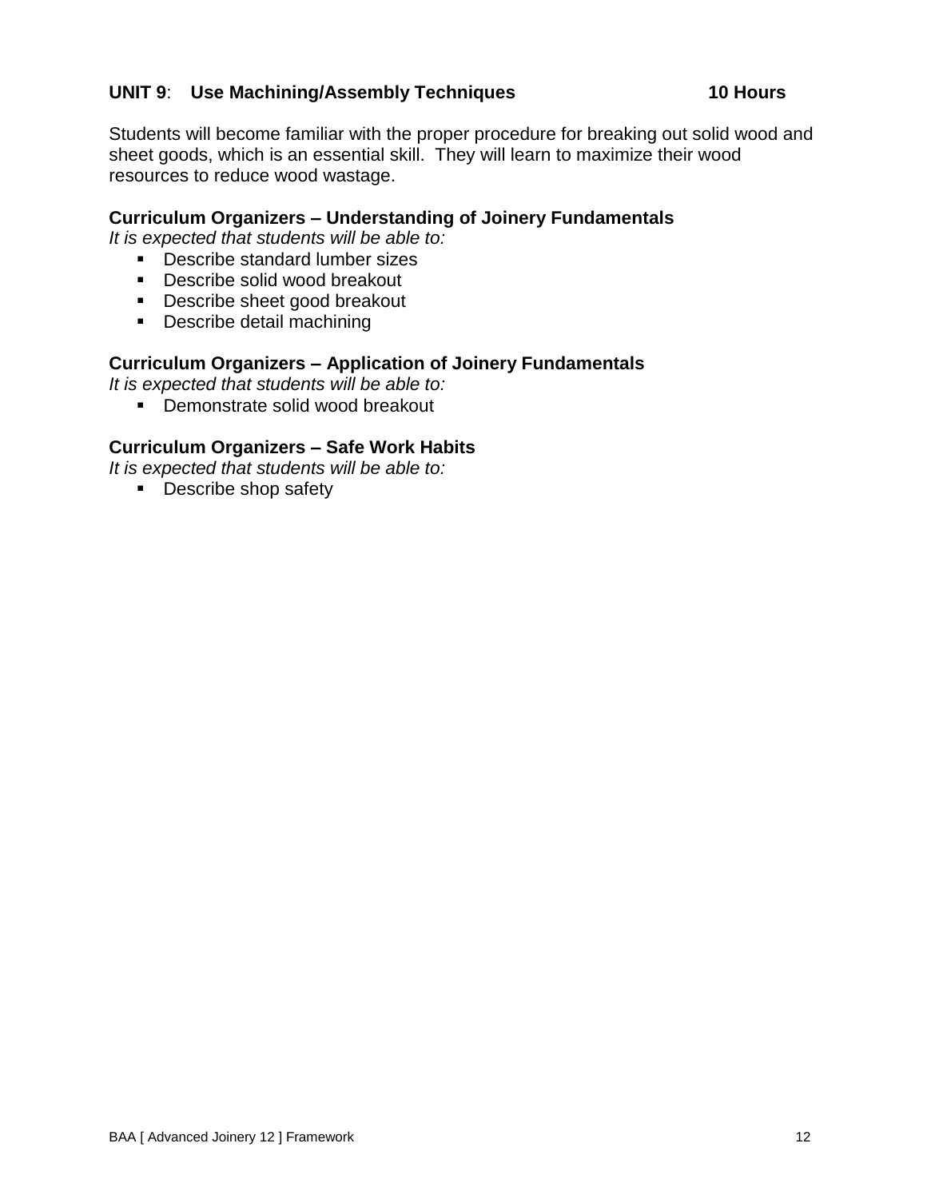**UNIT 9**: **Use Machining/Assembly Techniques** **10 Hours**

Students will become familiar with the proper procedure for breaking out solid wood and sheet goods, which is an essential skill. They will learn to maximize their wood resources to reduce wood wastage.

**Curriculum Organizers – Understanding of Joinery Fundamentals**

*It is expected that students will be able to:*

- Describe standard lumber sizes
- Describe solid wood breakout
- Describe sheet good breakout
- Describe detail machining

**Curriculum Organizers – Application of Joinery Fundamentals**

*It is expected that students will be able to:*

- Demonstrate solid wood breakout

**Curriculum Organizers – Safe Work Habits**

*It is expected that students will be able to:*

- Describe shop safety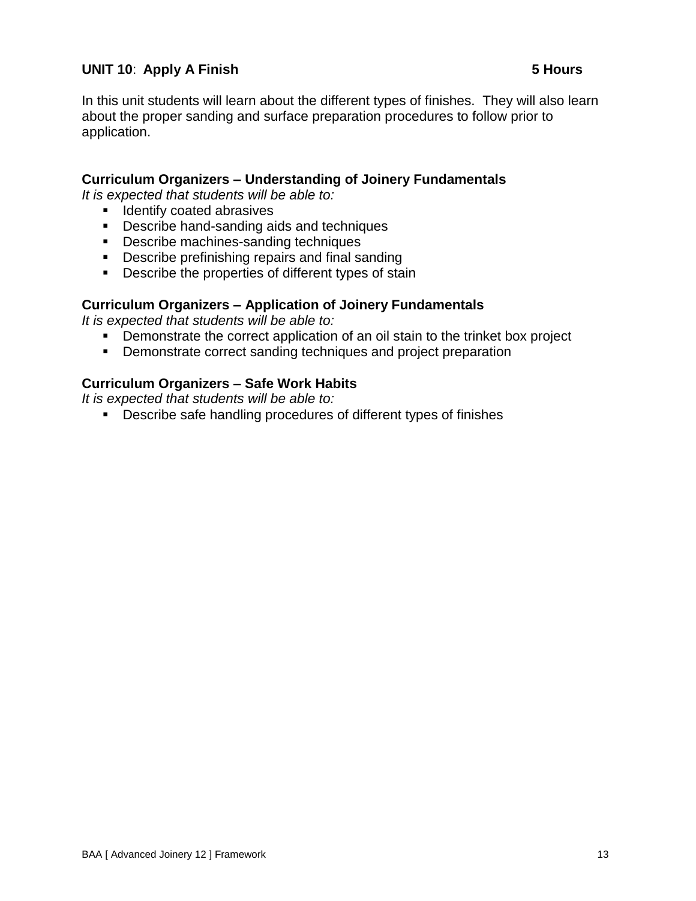## UNIT 10: Apply A Finish 5 Hours

In this unit students will learn about the different types of finishes. They will also learn about the proper sanding and surface preparation procedures to follow prior to application.

**Curriculum Organizers – Understanding of Joinery Fundamentals**
*It is expected that students will be able to:*

- Identify coated abrasives
- Describe hand-sanding aids and techniques
- Describe machines-sanding techniques
- Describe prefinishing repairs and final sanding
- Describe the properties of different types of stain

**Curriculum Organizers – Application of Joinery Fundamentals**
*It is expected that students will be able to:*

- Demonstrate the correct application of an oil stain to the trinket box project
- Demonstrate correct sanding techniques and project preparation

**Curriculum Organizers – Safe Work Habits**
*It is expected that students will be able to:*

- Describe safe handling procedures of different types of finishes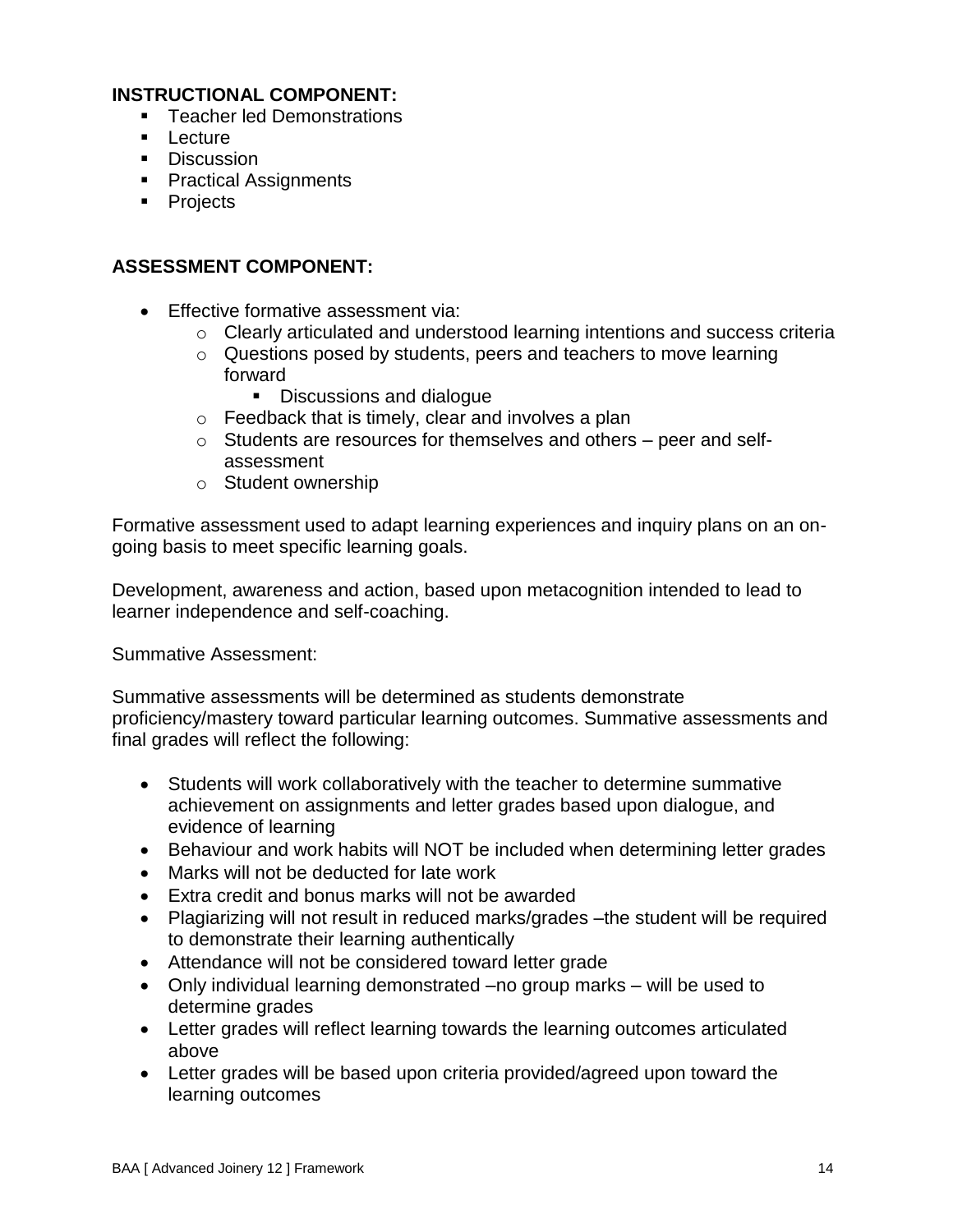**INSTRUCTIONAL COMPONENT:**

- Teacher led Demonstrations
- Lecture
- Discussion
- Practical Assignments
- Projects

**ASSESSMENT COMPONENT:**

- Effective formative assessment via:
  - Clearly articulated and understood learning intentions and success criteria
  - Questions posed by students, peers and teachers to move learning forward
    - Discussions and dialogue
  - Feedback that is timely, clear and involves a plan
  - Students are resources for themselves and others – peer and self-assessment
  - Student ownership

Formative assessment used to adapt learning experiences and inquiry plans on an on-going basis to meet specific learning goals.

Development, awareness and action, based upon metacognition intended to lead to learner independence and self-coaching.

Summative Assessment:

Summative assessments will be determined as students demonstrate proficiency/mastery toward particular learning outcomes. Summative assessments and final grades will reflect the following:

- Students will work collaboratively with the teacher to determine summative achievement on assignments and letter grades based upon dialogue, and evidence of learning
- Behaviour and work habits will NOT be included when determining letter grades
- Marks will not be deducted for late work
- Extra credit and bonus marks will not be awarded
- Plagiarizing will not result in reduced marks/grades –the student will be required to demonstrate their learning authentically
- Attendance will not be considered toward letter grade
- Only individual learning demonstrated –no group marks – will be used to determine grades
- Letter grades will reflect learning towards the learning outcomes articulated above
- Letter grades will be based upon criteria provided/agreed upon toward the learning outcomes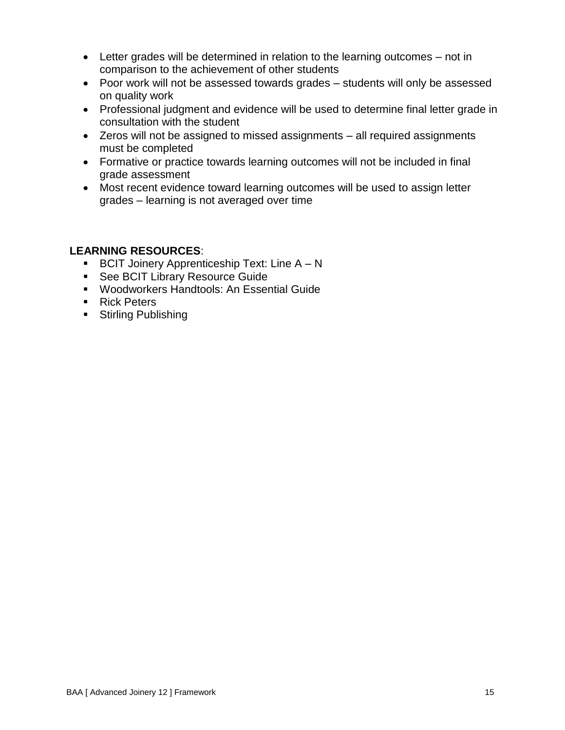- Letter grades will be determined in relation to the learning outcomes – not in comparison to the achievement of other students
- Poor work will not be assessed towards grades – students will only be assessed on quality work
- Professional judgment and evidence will be used to determine final letter grade in consultation with the student
- Zeros will not be assigned to missed assignments – all required assignments must be completed
- Formative or practice towards learning outcomes will not be included in final grade assessment
- Most recent evidence toward learning outcomes will be used to assign letter grades – learning is not averaged over time

**LEARNING RESOURCES**:

- BCIT Joinery Apprenticeship Text: Line A – N
- See BCIT Library Resource Guide
- Woodworkers Handtools: An Essential Guide
- Rick Peters
- Stirling Publishing